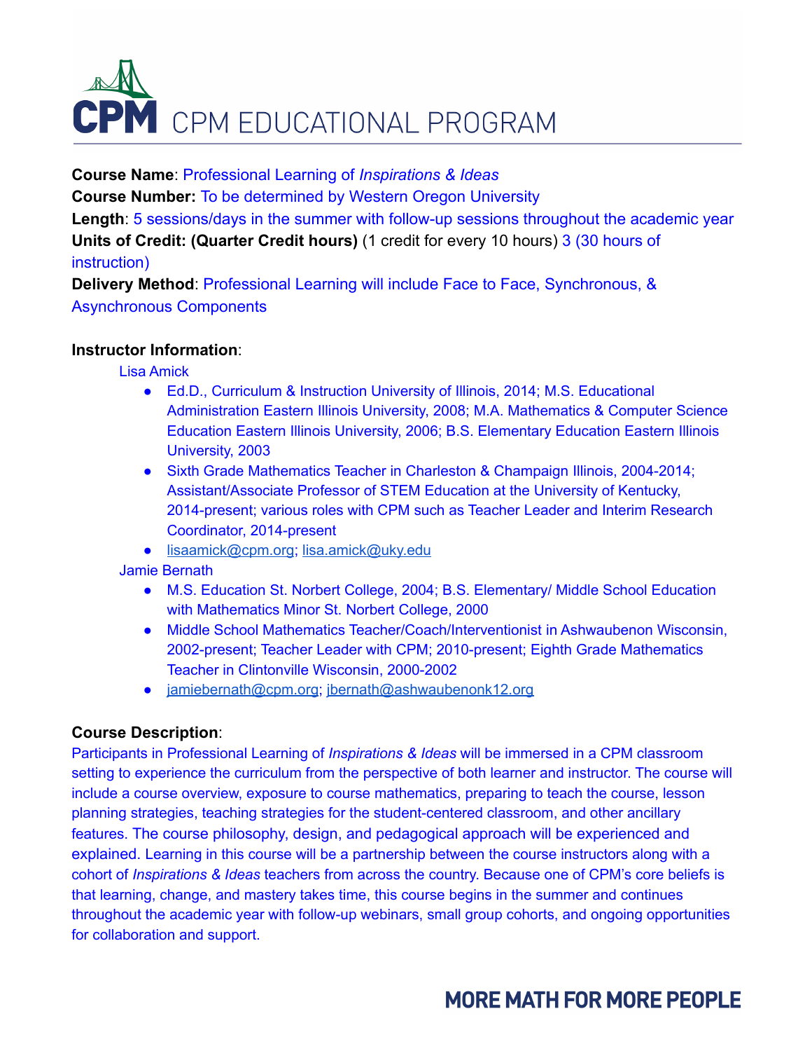# CPM EDUCATIONAL PROGRAM

**Course Name**: Professional Learning of *Inspirations & Ideas*
**Course Number:** To be determined by Western Oregon University
**Length**: 5 sessions/days in the summer with follow-up sessions throughout the academic year
**Units of Credit: (Quarter Credit hours)** (1 credit for every 10 hours) 3 (30 hours of instruction)
**Delivery Method**: Professional Learning will include Face to Face, Synchronous, & Asynchronous Components

**Instructor Information**:

Lisa Amick

- Ed.D., Curriculum & Instruction University of Illinois, 2014; M.S. Educational Administration Eastern Illinois University, 2008; M.A. Mathematics & Computer Science Education Eastern Illinois University, 2006; B.S. Elementary Education Eastern Illinois University, 2003
- Sixth Grade Mathematics Teacher in Charleston & Champaign Illinois, 2004-2014; Assistant/Associate Professor of STEM Education at the University of Kentucky, 2014-present; various roles with CPM such as Teacher Leader and Interim Research Coordinator, 2014-present
- lisaamick@cpm.org; lisa.amick@uky.edu

Jamie Bernath

- M.S. Education St. Norbert College, 2004; B.S. Elementary/ Middle School Education with Mathematics Minor St. Norbert College, 2000
- Middle School Mathematics Teacher/Coach/Interventionist in Ashwaubenon Wisconsin, 2002-present; Teacher Leader with CPM; 2010-present; Eighth Grade Mathematics Teacher in Clintonville Wisconsin, 2000-2002
- jamiebernath@cpm.org; jbernath@ashwaubenonk12.org

**Course Description**:
Participants in Professional Learning of *Inspirations & Ideas* will be immersed in a CPM classroom setting to experience the curriculum from the perspective of both learner and instructor. The course will include a course overview, exposure to course mathematics, preparing to teach the course, lesson planning strategies, teaching strategies for the student-centered classroom, and other ancillary features. The course philosophy, design, and pedagogical approach will be experienced and explained. Learning in this course will be a partnership between the course instructors along with a cohort of *Inspirations & Ideas* teachers from across the country. Because one of CPM's core beliefs is that learning, change, and mastery takes time, this course begins in the summer and continues throughout the academic year with follow-up webinars, small group cohorts, and ongoing opportunities for collaboration and support.

**MORE MATH FOR MORE PEOPLE**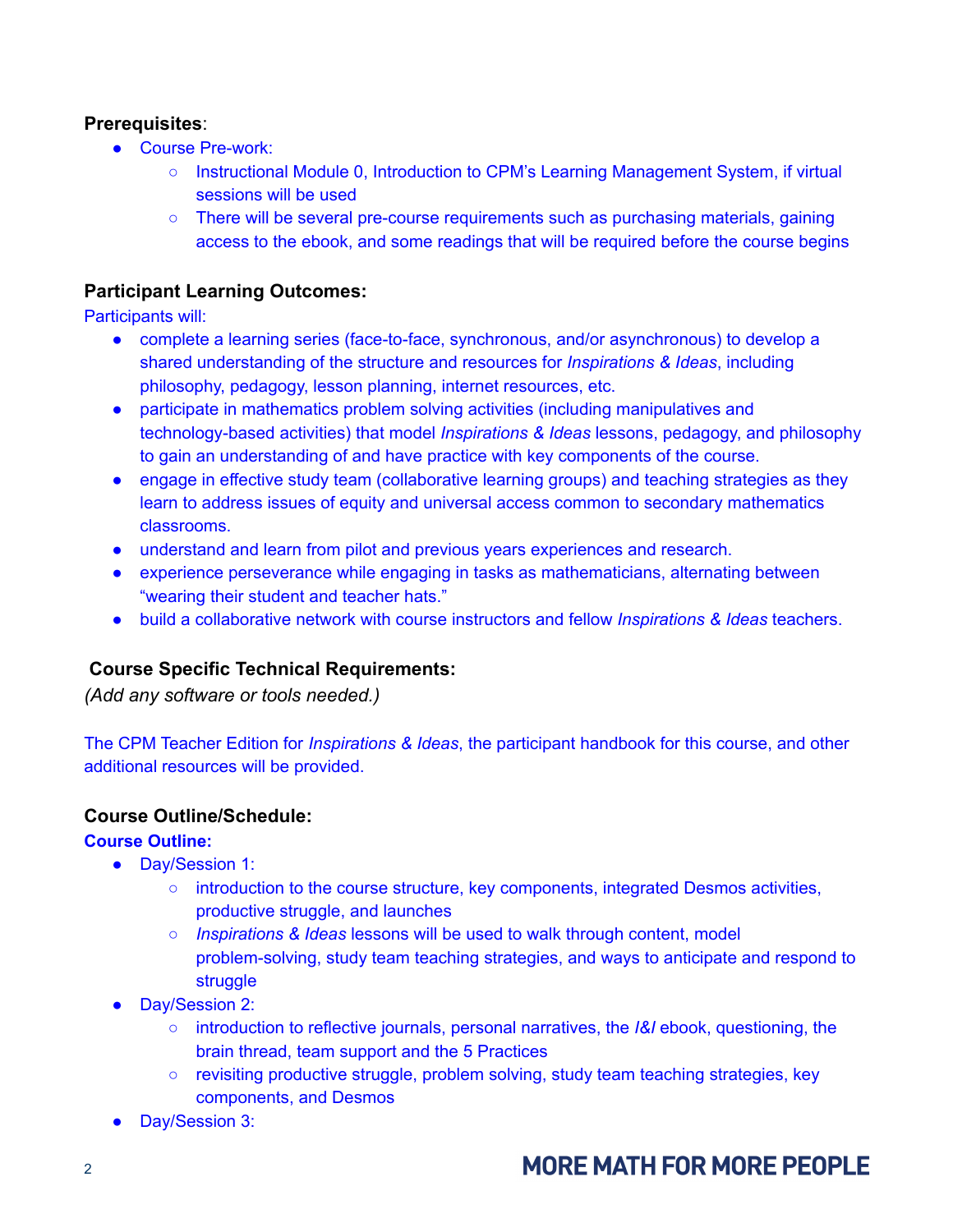**Prerequisites**:

- Course Pre-work:
  - Instructional Module 0, Introduction to CPM's Learning Management System, if virtual sessions will be used
  - There will be several pre-course requirements such as purchasing materials, gaining access to the ebook, and some readings that will be required before the course begins

**Participant Learning Outcomes:**

Participants will:

- complete a learning series (face-to-face, synchronous, and/or asynchronous) to develop a shared understanding of the structure and resources for *Inspirations & Ideas*, including philosophy, pedagogy, lesson planning, internet resources, etc.
- participate in mathematics problem solving activities (including manipulatives and technology-based activities) that model *Inspirations & Ideas* lessons, pedagogy, and philosophy to gain an understanding of and have practice with key components of the course.
- engage in effective study team (collaborative learning groups) and teaching strategies as they learn to address issues of equity and universal access common to secondary mathematics classrooms.
- understand and learn from pilot and previous years experiences and research.
- experience perseverance while engaging in tasks as mathematicians, alternating between "wearing their student and teacher hats."
- build a collaborative network with course instructors and fellow *Inspirations & Ideas* teachers.

**Course Specific Technical Requirements:**

*(Add any software or tools needed.)*

The CPM Teacher Edition for *Inspirations & Ideas*, the participant handbook for this course, and other additional resources will be provided.

**Course Outline/Schedule:**

**Course Outline:**

- Day/Session 1:
  - introduction to the course structure, key components, integrated Desmos activities, productive struggle, and launches
  - *Inspirations & Ideas* lessons will be used to walk through content, model problem-solving, study team teaching strategies, and ways to anticipate and respond to struggle
- Day/Session 2:
  - introduction to reflective journals, personal narratives, the *I&I* ebook, questioning, the brain thread, team support and the 5 Practices
  - revisiting productive struggle, problem solving, study team teaching strategies, key components, and Desmos
- Day/Session 3: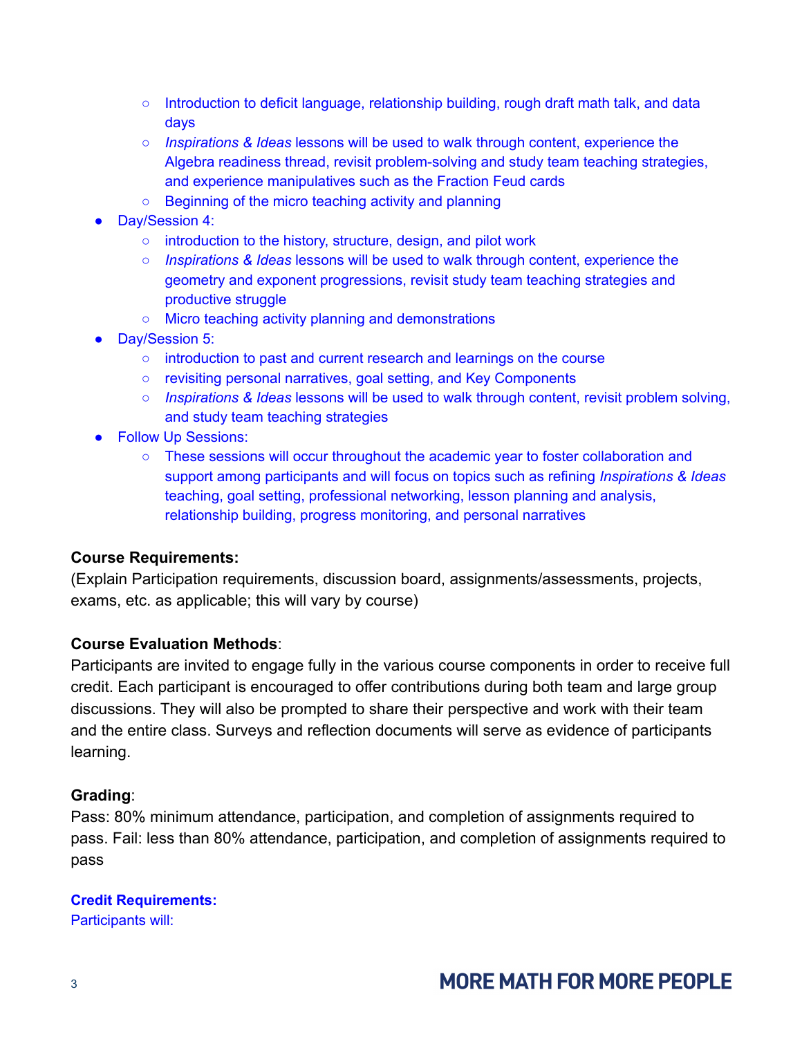- Introduction to deficit language, relationship building, rough draft math talk, and data days
    - *Inspirations & Ideas* lessons will be used to walk through content, experience the Algebra readiness thread, revisit problem-solving and study team teaching strategies, and experience manipulatives such as the Fraction Feud cards
    - Beginning of the micro teaching activity and planning
- Day/Session 4:
    - introduction to the history, structure, design, and pilot work
    - *Inspirations & Ideas* lessons will be used to walk through content, experience the geometry and exponent progressions, revisit study team teaching strategies and productive struggle
    - Micro teaching activity planning and demonstrations
- Day/Session 5:
    - introduction to past and current research and learnings on the course
    - revisiting personal narratives, goal setting, and Key Components
    - *Inspirations & Ideas* lessons will be used to walk through content, revisit problem solving, and study team teaching strategies
- Follow Up Sessions:
    - These sessions will occur throughout the academic year to foster collaboration and support among participants and will focus on topics such as refining *Inspirations & Ideas* teaching, goal setting, professional networking, lesson planning and analysis, relationship building, progress monitoring, and personal narratives

**Course Requirements:**
(Explain Participation requirements, discussion board, assignments/assessments, projects, exams, etc. as applicable; this will vary by course)

**Course Evaluation Methods**:
Participants are invited to engage fully in the various course components in order to receive full credit. Each participant is encouraged to offer contributions during both team and large group discussions. They will also be prompted to share their perspective and work with their team and the entire class. Surveys and reflection documents will serve as evidence of participants learning.

**Grading**:
Pass: 80% minimum attendance, participation, and completion of assignments required to pass. Fail: less than 80% attendance, participation, and completion of assignments required to pass

**Credit Requirements:**
Participants will: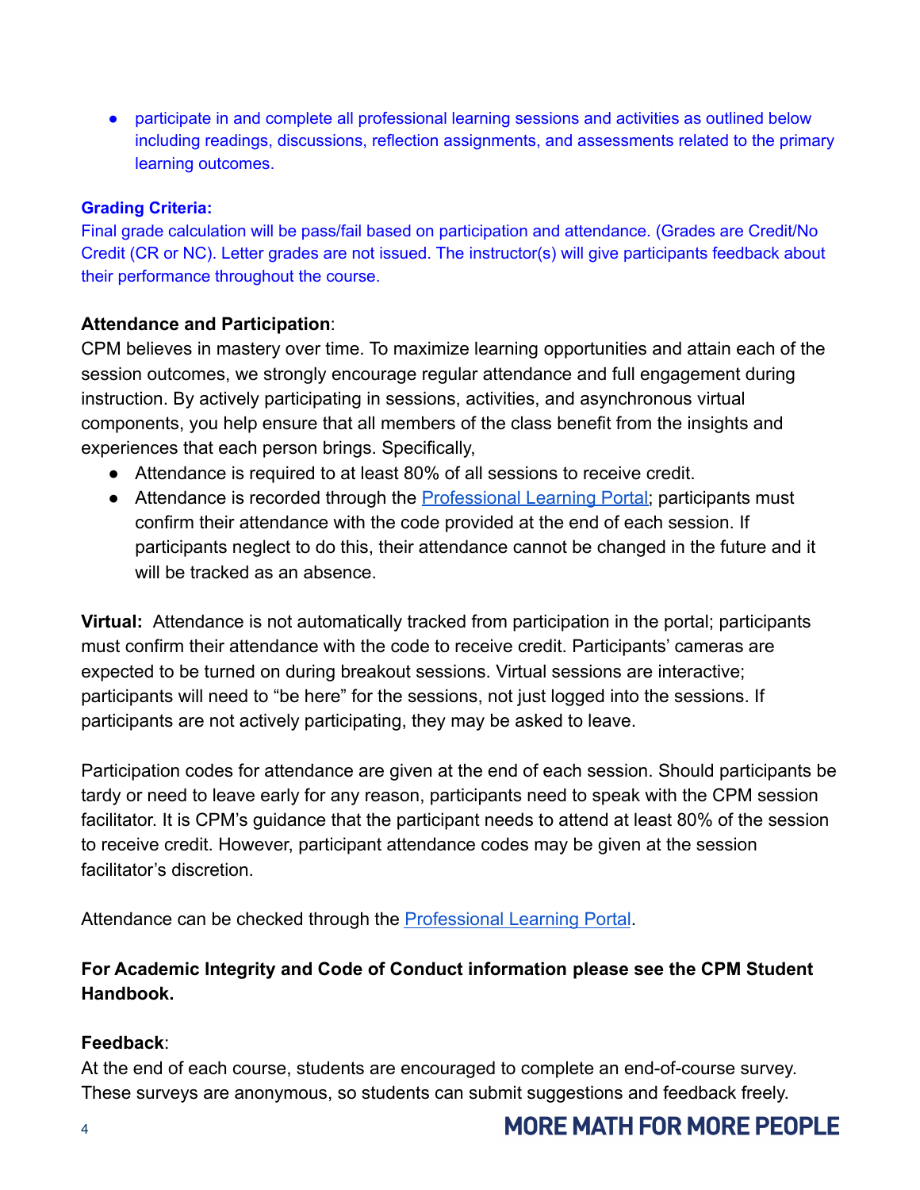- participate in and complete all professional learning sessions and activities as outlined below including readings, discussions, reflection assignments, and assessments related to the primary learning outcomes.

**Grading Criteria:**
Final grade calculation will be pass/fail based on participation and attendance. (Grades are Credit/No Credit (CR or NC). Letter grades are not issued. The instructor(s) will give participants feedback about their performance throughout the course.

**Attendance and Participation**:
CPM believes in mastery over time. To maximize learning opportunities and attain each of the session outcomes, we strongly encourage regular attendance and full engagement during instruction. By actively participating in sessions, activities, and asynchronous virtual components, you help ensure that all members of the class benefit from the insights and experiences that each person brings. Specifically,

- Attendance is required to at least 80% of all sessions to receive credit.
- Attendance is recorded through the Professional Learning Portal; participants must confirm their attendance with the code provided at the end of each session. If participants neglect to do this, their attendance cannot be changed in the future and it will be tracked as an absence.

**Virtual:** Attendance is not automatically tracked from participation in the portal; participants must confirm their attendance with the code to receive credit. Participants' cameras are expected to be turned on during breakout sessions. Virtual sessions are interactive; participants will need to "be here" for the sessions, not just logged into the sessions. If participants are not actively participating, they may be asked to leave.

Participation codes for attendance are given at the end of each session. Should participants be tardy or need to leave early for any reason, participants need to speak with the CPM session facilitator. It is CPM's guidance that the participant needs to attend at least 80% of the session to receive credit. However, participant attendance codes may be given at the session facilitator's discretion.

Attendance can be checked through the Professional Learning Portal.

**For Academic Integrity and Code of Conduct information please see the CPM Student Handbook.**

**Feedback**:
At the end of each course, students are encouraged to complete an end-of-course survey. These surveys are anonymous, so students can submit suggestions and feedback freely.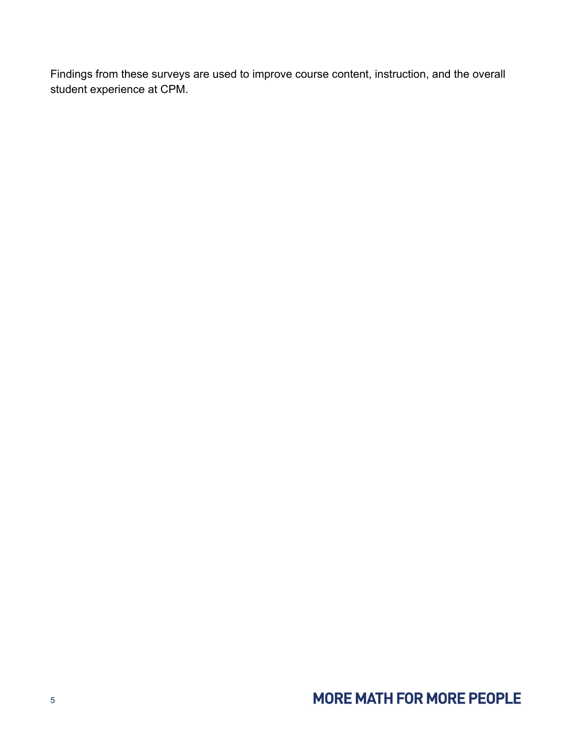Findings from these surveys are used to improve course content, instruction, and the overall student experience at CPM.